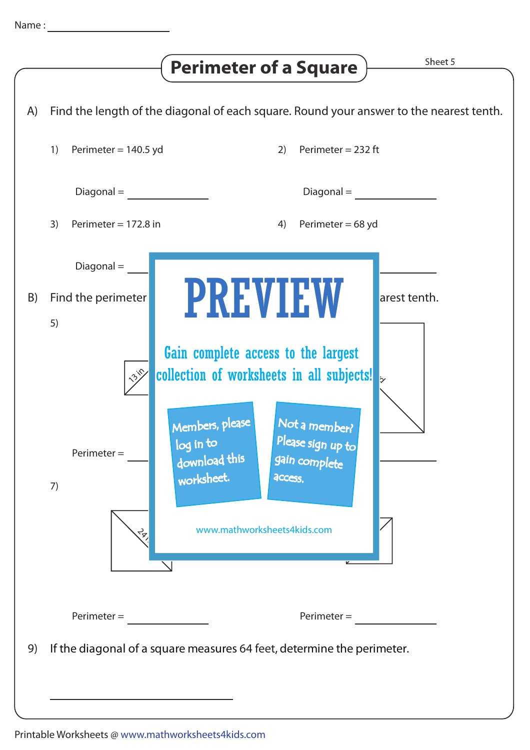Name : ____________________

# Perimeter of a Square

Sheet 5

A) Find the length of the diagonal of each square. Round your answer to the nearest tenth.

1) Perimeter = 140.5 yd

Diagonal = ____________

2) Perimeter = 232 ft

Diagonal = ____________

3) Perimeter = 172.8 in

Diagonal = ____________

4) Perimeter = 68 yd

____________

B) Find the perimeter ... arest tenth.

5)

13 in

Perimeter = ____________

7)

24

Perimeter = ____________

Perimeter = ____________

PREVIEW

Gain complete access to the largest collection of worksheets in all subjects!

Members, please log in to download this worksheet.

Not a member? Please sign up to gain complete access.

www.mathworksheets4kids.com

9) If the diagonal of a square measures 64 feet, determine the perimeter.

____________________

Printable Worksheets @ www.mathworksheets4kids.com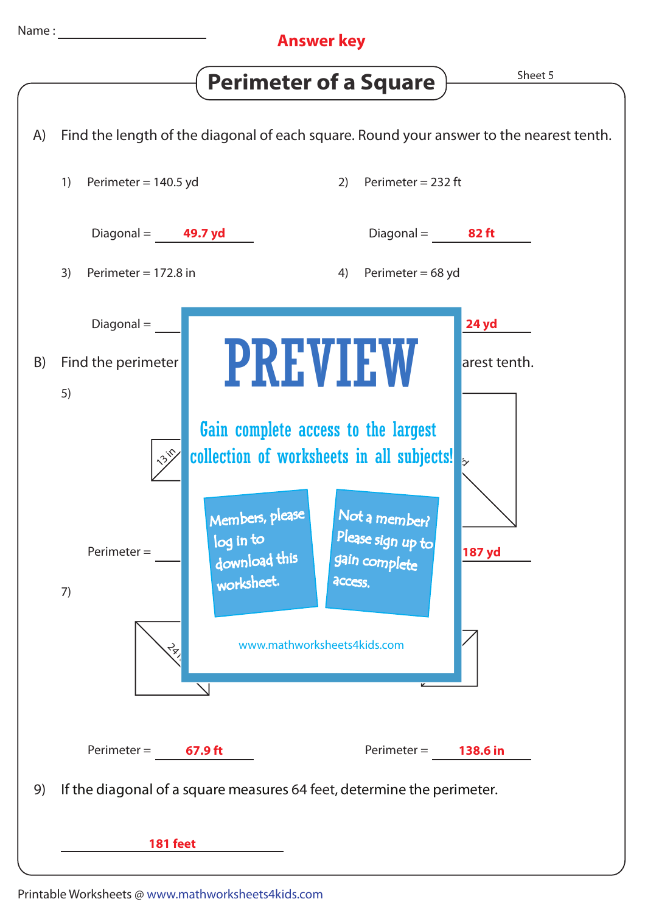Name : ____________________

**Answer key**

# Perimeter of a Square

Sheet 5

A) Find the length of the diagonal of each square. Round your answer to the nearest tenth.

1) Perimeter = 140.5 yd

Diagonal = **49.7 yd**

2) Perimeter = 232 ft

Diagonal = **82 ft**

3) Perimeter = 172.8 in

Diagonal = ____

4) Perimeter = 68 yd

**24 yd**

B) Find the perimeter ... arest tenth.

5)

13 in

Perimeter = ____

**187 yd**

7)

24

Perimeter = **67.9 ft**

Perimeter = **138.6 in**

9) If the diagonal of a square measures 64 feet, determine the perimeter.

**181 feet**

PREVIEW

Gain complete access to the largest collection of worksheets in all subjects!

Members, please log in to download this worksheet.

Not a member? Please sign up to gain complete access.

www.mathworksheets4kids.com

Printable Worksheets @ www.mathworksheets4kids.com